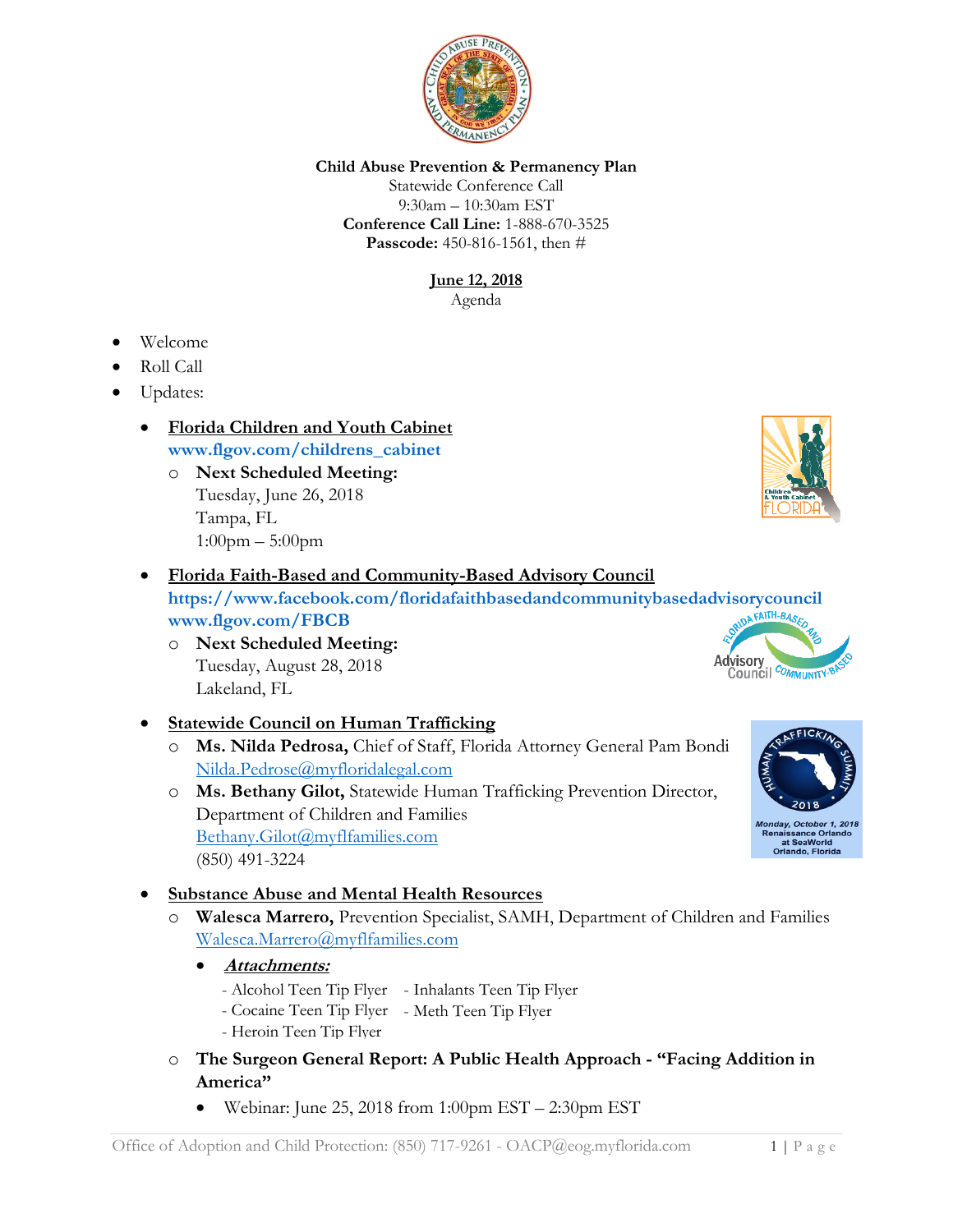**Child Abuse Prevention & Permanency Plan**
Statewide Conference Call
9:30am – 10:30am EST
**Conference Call Line:** 1-888-670-3525
**Passcode:** 450-816-1561, then #

**June 12, 2018**
Agenda

- Welcome
- Roll Call
- Updates:
  - **Florida Children and Youth Cabinet**
    **www.flgov.com/childrens_cabinet**
    - **Next Scheduled Meeting:**
      Tuesday, June 26, 2018
      Tampa, FL
      1:00pm – 5:00pm
  - **Florida Faith-Based and Community-Based Advisory Council**
    **https://www.facebook.com/floridafaithbasedandcommunitybasedadvisorycouncil**
    **www.flgov.com/FBCB**
    - **Next Scheduled Meeting:**
      Tuesday, August 28, 2018
      Lakeland, FL
  - **Statewide Council on Human Trafficking**
    - **Ms. Nilda Pedrosa,** Chief of Staff, Florida Attorney General Pam Bondi
      Nilda.Pedrose@myfloridalegal.com
    - **Ms. Bethany Gilot,** Statewide Human Trafficking Prevention Director, Department of Children and Families
      Bethany.Gilot@myflfamilies.com
      (850) 491-3224

    Human Trafficking Summit 2018
    Monday, October 1, 2018
    Renaissance Orlando at SeaWorld
    Orlando, Florida
  - **Substance Abuse and Mental Health Resources**
    - **Walesca Marrero,** Prevention Specialist, SAMH, Department of Children and Families
      Walesca.Marrero@myflfamilies.com
      - ***Attachments:***
        - Alcohol Teen Tip Flyer
        - Cocaine Teen Tip Flyer
        - Heroin Teen Tip Flyer
        - Inhalants Teen Tip Flyer
        - Meth Teen Tip Flyer
    - **The Surgeon General Report: A Public Health Approach - "Facing Addition in America"**
      - Webinar: June 25, 2018 from 1:00pm EST – 2:30pm EST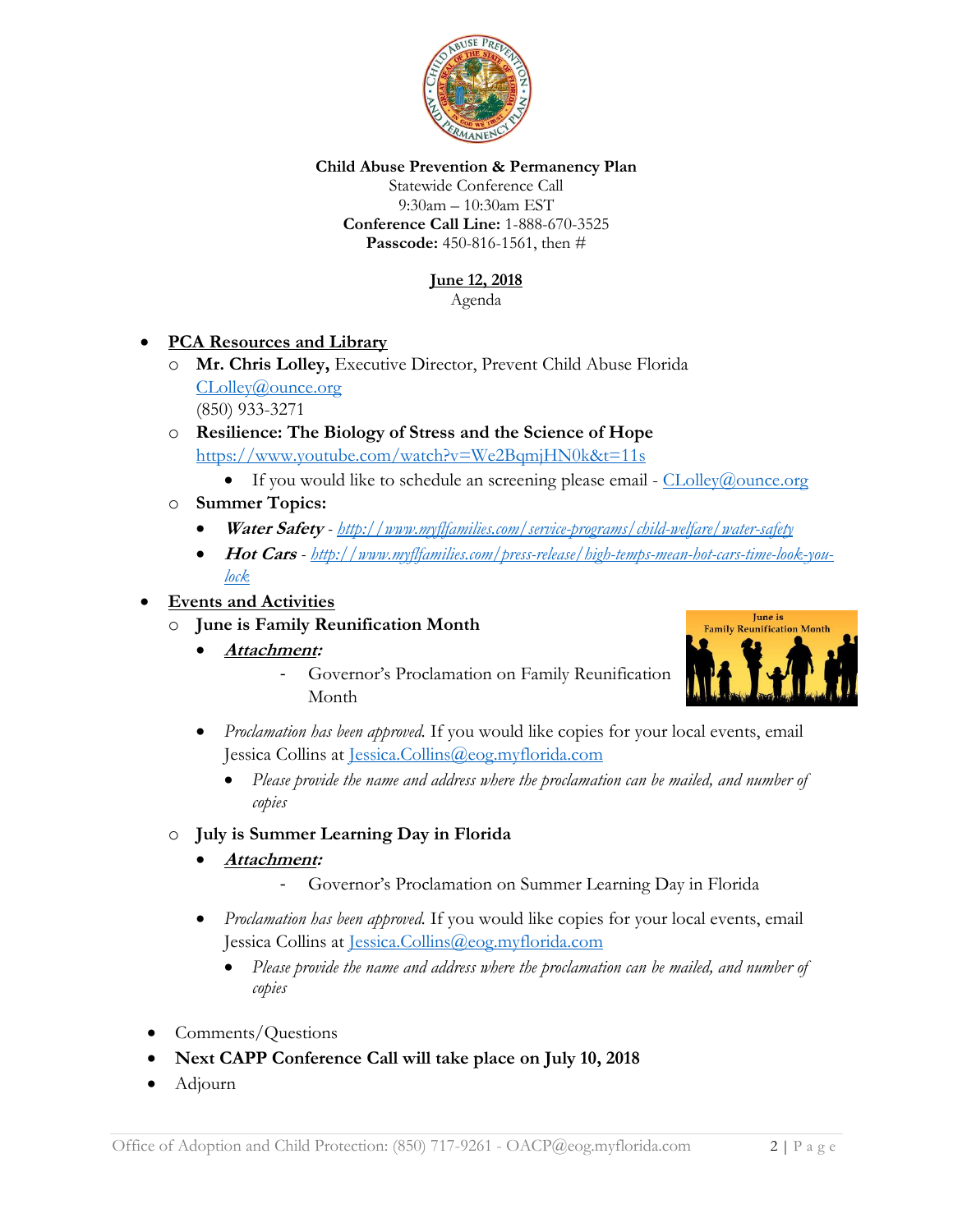**Child Abuse Prevention & Permanency Plan**
Statewide Conference Call
9:30am – 10:30am EST
**Conference Call Line:** 1-888-670-3525
**Passcode:** 450-816-1561, then #

**June 12, 2018**
Agenda

- **PCA Resources and Library**
  - **Mr. Chris Lolley,** Executive Director, Prevent Child Abuse Florida
    CLolley@ounce.org
    (850) 933-3271
  - **Resilience: The Biology of Stress and the Science of Hope**
    https://www.youtube.com/watch?v=We2BqmjHN0k&t=11s
    - If you would like to schedule an screening please email - CLolley@ounce.org
  - **Summer Topics:**
    - ***Water Safety*** - *http://www.myflfamilies.com/service-programs/child-welfare/water-safety*
    - ***Hot Cars*** - *http://www.myflfamilies.com/press-release/high-temps-mean-hot-cars-time-look-you-lock*
- **Events and Activities**
  - **June is Family Reunification Month**
    - ***Attachment:***
      - Governor's Proclamation on Family Reunification Month

    June is Family Reunification Month

    - *Proclamation has been approved.* If you would like copies for your local events, email Jessica Collins at Jessica.Collins@eog.myflorida.com
      - *Please provide the name and address where the proclamation can be mailed, and number of copies*
  - **July is Summer Learning Day in Florida**
    - ***Attachment:***
      - Governor's Proclamation on Summer Learning Day in Florida
    - *Proclamation has been approved.* If you would like copies for your local events, email Jessica Collins at Jessica.Collins@eog.myflorida.com
      - *Please provide the name and address where the proclamation can be mailed, and number of copies*
- Comments/Questions
- **Next CAPP Conference Call will take place on July 10, 2018**
- Adjourn

Office of Adoption and Child Protection: (850) 717-9261 - OACP@eog.myflorida.com